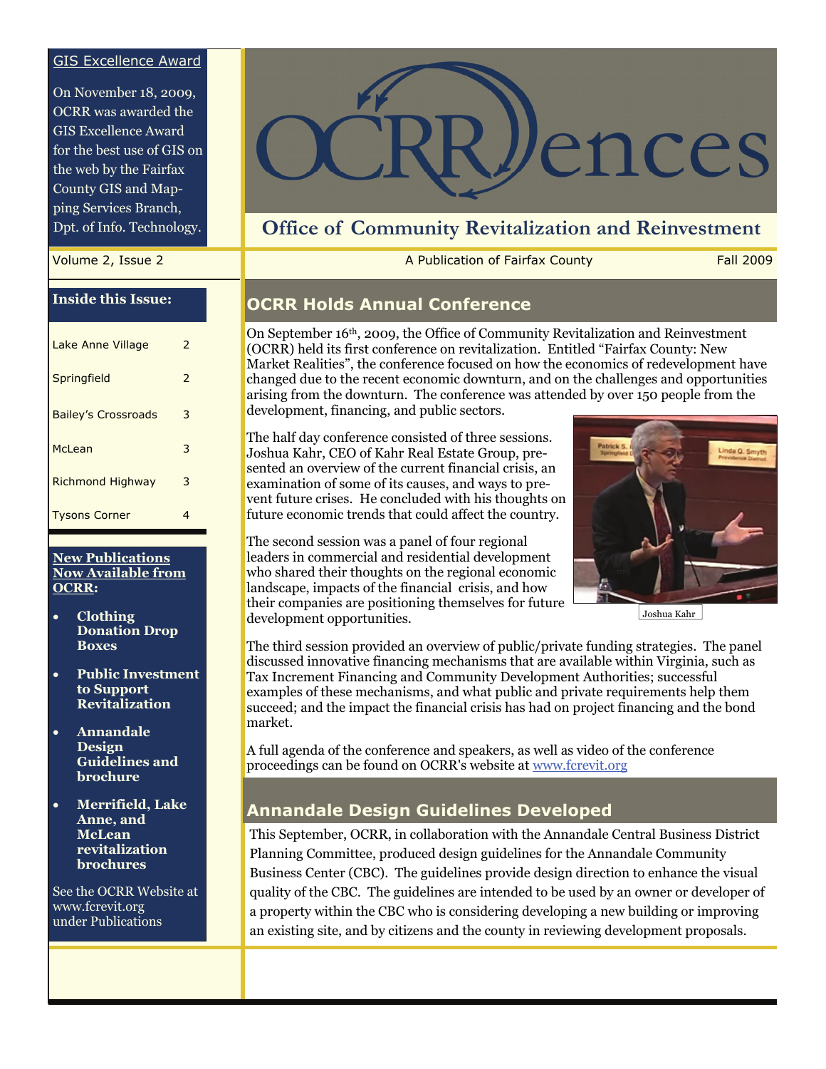# OCRR ences

## Office of Community Revitalization and Reinvestment

Volume 2, Issue 2 | A Publication of Fairfax County | Fall 2009

### GIS Excellence Award

On November 18, 2009, OCRR was awarded the GIS Excellence Award for the best use of GIS on the web by the Fairfax County GIS and Mapping Services Branch, Dpt. of Info. Technology.

### Inside this Issue:

| | |
|---|---|
| Lake Anne Village | 2 |
| Springfield | 2 |
| Bailey's Crossroads | 3 |
| McLean | 3 |
| Richmond Highway | 3 |
| Tysons Corner | 4 |

### New Publications Now Available from OCRR:

- **Clothing Donation Drop Boxes**
- **Public Investment to Support Revitalization**
- **Annandale Design Guidelines and brochure**
- **Merrifield, Lake Anne, and McLean revitalization brochures**

See the OCRR Website at www.fcrevit.org under Publications

## OCRR Holds Annual Conference

On September 16th, 2009, the Office of Community Revitalization and Reinvestment (OCRR) held its first conference on revitalization. Entitled "Fairfax County: New Market Realities", the conference focused on how the economics of redevelopment have changed due to the recent economic downturn, and on the challenges and opportunities arising from the downturn. The conference was attended by over 150 people from the development, financing, and public sectors.

The half day conference consisted of three sessions. Joshua Kahr, CEO of Kahr Real Estate Group, presented an overview of the current financial crisis, an examination of some of its causes, and ways to prevent future crises. He concluded with his thoughts on future economic trends that could affect the country.

Joshua Kahr

The second session was a panel of four regional leaders in commercial and residential development who shared their thoughts on the regional economic landscape, impacts of the financial crisis, and how their companies are positioning themselves for future development opportunities.

The third session provided an overview of public/private funding strategies. The panel discussed innovative financing mechanisms that are available within Virginia, such as Tax Increment Financing and Community Development Authorities; successful examples of these mechanisms, and what public and private requirements help them succeed; and the impact the financial crisis has had on project financing and the bond market.

A full agenda of the conference and speakers, as well as video of the conference proceedings can be found on OCRR's website at www.fcrevit.org

## Annandale Design Guidelines Developed

This September, OCRR, in collaboration with the Annandale Central Business District Planning Committee, produced design guidelines for the Annandale Community Business Center (CBC). The guidelines provide design direction to enhance the visual quality of the CBC. The guidelines are intended to be used by an owner or developer of a property within the CBC who is considering developing a new building or improving an existing site, and by citizens and the county in reviewing development proposals.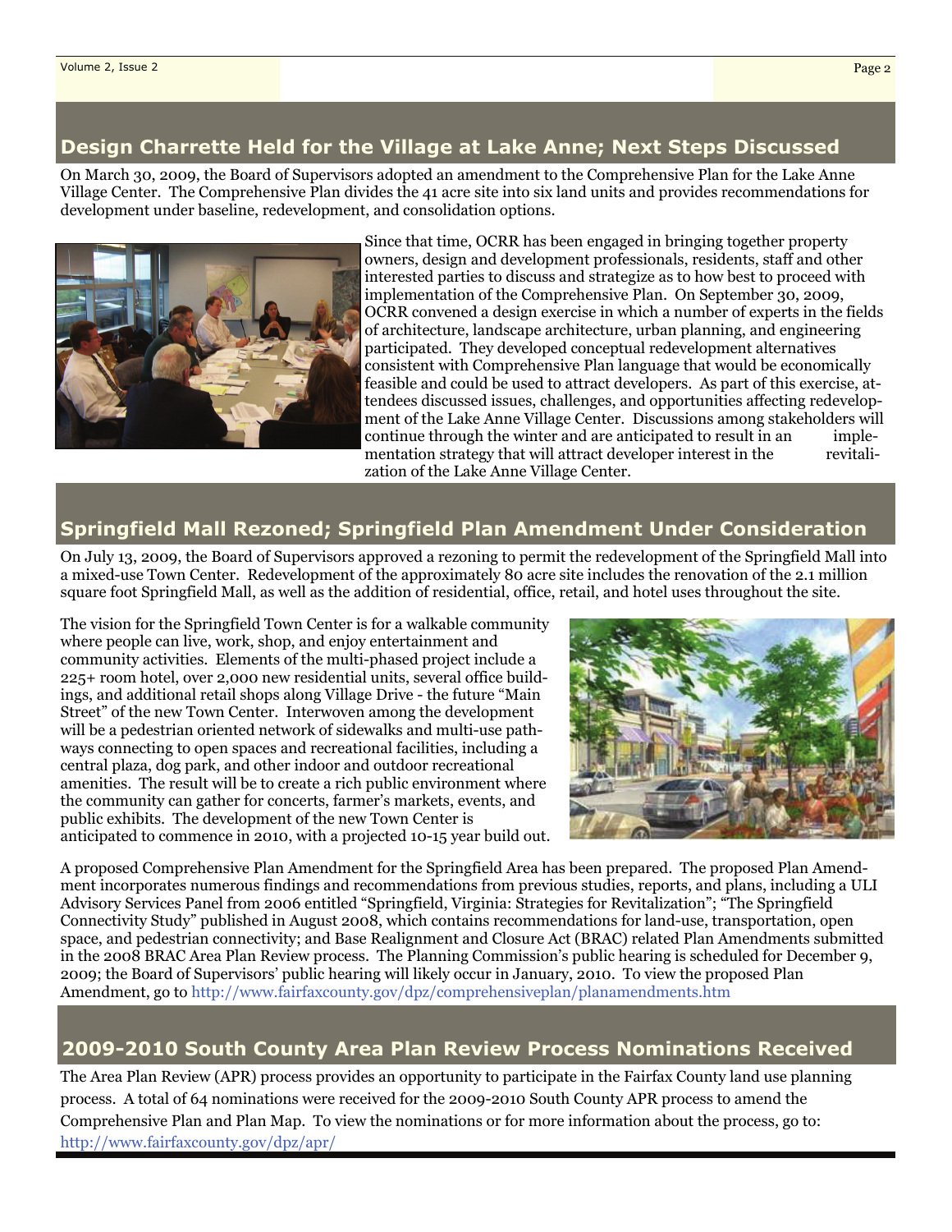## Design Charrette Held for the Village at Lake Anne; Next Steps Discussed

On March 30, 2009, the Board of Supervisors adopted an amendment to the Comprehensive Plan for the Lake Anne Village Center. The Comprehensive Plan divides the 41 acre site into six land units and provides recommendations for development under baseline, redevelopment, and consolidation options.

Since that time, OCRR has been engaged in bringing together property owners, design and development professionals, residents, staff and other interested parties to discuss and strategize as to how best to proceed with implementation of the Comprehensive Plan. On September 30, 2009, OCRR convened a design exercise in which a number of experts in the fields of architecture, landscape architecture, urban planning, and engineering participated. They developed conceptual redevelopment alternatives consistent with Comprehensive Plan language that would be economically feasible and could be used to attract developers. As part of this exercise, attendees discussed issues, challenges, and opportunities affecting redevelopment of the Lake Anne Village Center. Discussions among stakeholders will continue through the winter and are anticipated to result in an implementation strategy that will attract developer interest in the revitalization of the Lake Anne Village Center.

## Springfield Mall Rezoned; Springfield Plan Amendment Under Consideration

On July 13, 2009, the Board of Supervisors approved a rezoning to permit the redevelopment of the Springfield Mall into a mixed-use Town Center. Redevelopment of the approximately 80 acre site includes the renovation of the 2.1 million square foot Springfield Mall, as well as the addition of residential, office, retail, and hotel uses throughout the site.

The vision for the Springfield Town Center is for a walkable community where people can live, work, shop, and enjoy entertainment and community activities. Elements of the multi-phased project include a 225+ room hotel, over 2,000 new residential units, several office buildings, and additional retail shops along Village Drive - the future "Main Street" of the new Town Center. Interwoven among the development will be a pedestrian oriented network of sidewalks and multi-use pathways connecting to open spaces and recreational facilities, including a central plaza, dog park, and other indoor and outdoor recreational amenities. The result will be to create a rich public environment where the community can gather for concerts, farmer's markets, events, and public exhibits. The development of the new Town Center is anticipated to commence in 2010, with a projected 10-15 year build out.

A proposed Comprehensive Plan Amendment for the Springfield Area has been prepared. The proposed Plan Amendment incorporates numerous findings and recommendations from previous studies, reports, and plans, including a ULI Advisory Services Panel from 2006 entitled "Springfield, Virginia: Strategies for Revitalization"; "The Springfield Connectivity Study" published in August 2008, which contains recommendations for land-use, transportation, open space, and pedestrian connectivity; and Base Realignment and Closure Act (BRAC) related Plan Amendments submitted in the 2008 BRAC Area Plan Review process. The Planning Commission's public hearing is scheduled for December 9, 2009; the Board of Supervisors' public hearing will likely occur in January, 2010. To view the proposed Plan Amendment, go to http://www.fairfaxcounty.gov/dpz/comprehensiveplan/planamendments.htm

## 2009-2010 South County Area Plan Review Process Nominations Received

The Area Plan Review (APR) process provides an opportunity to participate in the Fairfax County land use planning process. A total of 64 nominations were received for the 2009-2010 South County APR process to amend the Comprehensive Plan and Plan Map. To view the nominations or for more information about the process, go to: http://www.fairfaxcounty.gov/dpz/apr/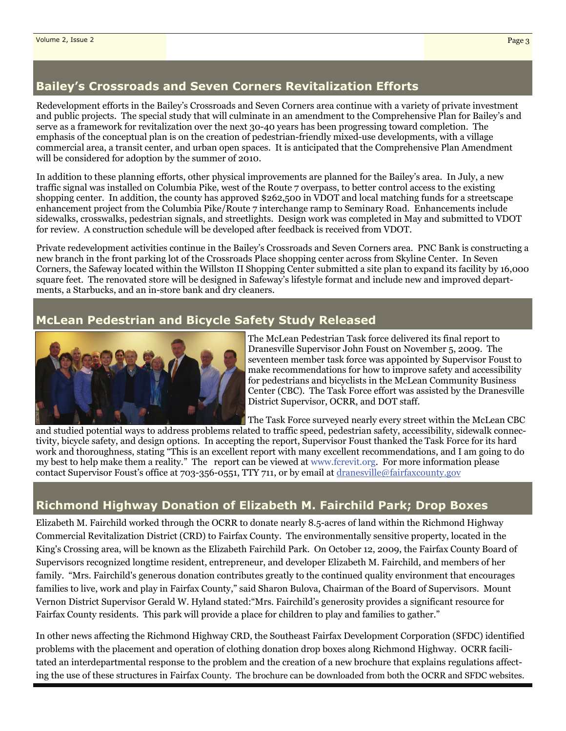## Bailey's Crossroads and Seven Corners Revitalization Efforts

Redevelopment efforts in the Bailey's Crossroads and Seven Corners area continue with a variety of private investment and public projects. The special study that will culminate in an amendment to the Comprehensive Plan for Bailey's and serve as a framework for revitalization over the next 30-40 years has been progressing toward completion. The emphasis of the conceptual plan is on the creation of pedestrian-friendly mixed-use developments, with a village commercial area, a transit center, and urban open spaces. It is anticipated that the Comprehensive Plan Amendment will be considered for adoption by the summer of 2010.

In addition to these planning efforts, other physical improvements are planned for the Bailey's area. In July, a new traffic signal was installed on Columbia Pike, west of the Route 7 overpass, to better control access to the existing shopping center. In addition, the county has approved $262,500 in VDOT and local matching funds for a streetscape enhancement project from the Columbia Pike/Route 7 interchange ramp to Seminary Road. Enhancements include sidewalks, crosswalks, pedestrian signals, and streetlights. Design work was completed in May and submitted to VDOT for review. A construction schedule will be developed after feedback is received from VDOT.

Private redevelopment activities continue in the Bailey's Crossroads and Seven Corners area. PNC Bank is constructing a new branch in the front parking lot of the Crossroads Place shopping center across from Skyline Center. In Seven Corners, the Safeway located within the Willston II Shopping Center submitted a site plan to expand its facility by 16,000 square feet. The renovated store will be designed in Safeway's lifestyle format and include new and improved departments, a Starbucks, and an in-store bank and dry cleaners.

## McLean Pedestrian and Bicycle Safety Study Released

The McLean Pedestrian Task force delivered its final report to Dranesville Supervisor John Foust on November 5, 2009. The seventeen member task force was appointed by Supervisor Foust to make recommendations for how to improve safety and accessibility for pedestrians and bicyclists in the McLean Community Business Center (CBC). The Task Force effort was assisted by the Dranesville District Supervisor, OCRR, and DOT staff.

The Task Force surveyed nearly every street within the McLean CBC and studied potential ways to address problems related to traffic speed, pedestrian safety, accessibility, sidewalk connectivity, bicycle safety, and design options. In accepting the report, Supervisor Foust thanked the Task Force for its hard work and thoroughness, stating "This is an excellent report with many excellent recommendations, and I am going to do my best to help make them a reality." The report can be viewed at www.fcrevit.org. For more information please contact Supervisor Foust's office at 703-356-0551, TTY 711, or by email at dranesville@fairfaxcounty.gov

## Richmond Highway Donation of Elizabeth M. Fairchild Park; Drop Boxes

Elizabeth M. Fairchild worked through the OCRR to donate nearly 8.5-acres of land within the Richmond Highway Commercial Revitalization District (CRD) to Fairfax County. The environmentally sensitive property, located in the King's Crossing area, will be known as the Elizabeth Fairchild Park. On October 12, 2009, the Fairfax County Board of Supervisors recognized longtime resident, entrepreneur, and developer Elizabeth M. Fairchild, and members of her family. "Mrs. Fairchild's generous donation contributes greatly to the continued quality environment that encourages families to live, work and play in Fairfax County," said Sharon Bulova, Chairman of the Board of Supervisors. Mount Vernon District Supervisor Gerald W. Hyland stated:"Mrs. Fairchild's generosity provides a significant resource for Fairfax County residents. This park will provide a place for children to play and families to gather."

In other news affecting the Richmond Highway CRD, the Southeast Fairfax Development Corporation (SFDC) identified problems with the placement and operation of clothing donation drop boxes along Richmond Highway. OCRR facilitated an interdepartmental response to the problem and the creation of a new brochure that explains regulations affecting the use of these structures in Fairfax County. The brochure can be downloaded from both the OCRR and SFDC websites.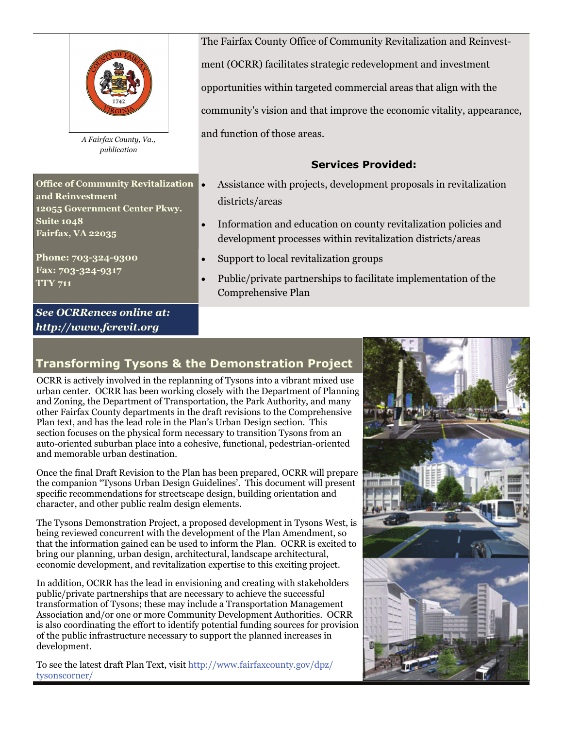*A Fairfax County, Va., publication*

The Fairfax County Office of Community Revitalization and Reinvestment (OCRR) facilitates strategic redevelopment and investment opportunities within targeted commercial areas that align with the community's vision and that improve the economic vitality, appearance, and function of those areas.

**Office of Community Revitalization and Reinvestment**
**12055 Government Center Pkwy.**
**Suite 1048**
**Fairfax, VA 22035**

**Phone: 703-324-9300**
**Fax: 703-324-9317**
**TTY 711**

***See OCRRences online at: http://www.fcrevit.org***

### Services Provided:

- Assistance with projects, development proposals in revitalization districts/areas
- Information and education on county revitalization policies and development processes within revitalization districts/areas
- Support to local revitalization groups
- Public/private partnerships to facilitate implementation of the Comprehensive Plan

## Transforming Tysons & the Demonstration Project

OCRR is actively involved in the replanning of Tysons into a vibrant mixed use urban center. OCRR has been working closely with the Department of Planning and Zoning, the Department of Transportation, the Park Authority, and many other Fairfax County departments in the draft revisions to the Comprehensive Plan text, and has the lead role in the Plan's Urban Design section. This section focuses on the physical form necessary to transition Tysons from an auto-oriented suburban place into a cohesive, functional, pedestrian-oriented and memorable urban destination.

Once the final Draft Revision to the Plan has been prepared, OCRR will prepare the companion "Tysons Urban Design Guidelines'. This document will present specific recommendations for streetscape design, building orientation and character, and other public realm design elements.

The Tysons Demonstration Project, a proposed development in Tysons West, is being reviewed concurrent with the development of the Plan Amendment, so that the information gained can be used to inform the Plan. OCRR is excited to bring our planning, urban design, architectural, landscape architectural, economic development, and revitalization expertise to this exciting project.

In addition, OCRR has the lead in envisioning and creating with stakeholders public/private partnerships that are necessary to achieve the successful transformation of Tysons; these may include a Transportation Management Association and/or one or more Community Development Authorities. OCRR is also coordinating the effort to identify potential funding sources for provision of the public infrastructure necessary to support the planned increases in development.

To see the latest draft Plan Text, visit http://www.fairfaxcounty.gov/dpz/tysonscorner/